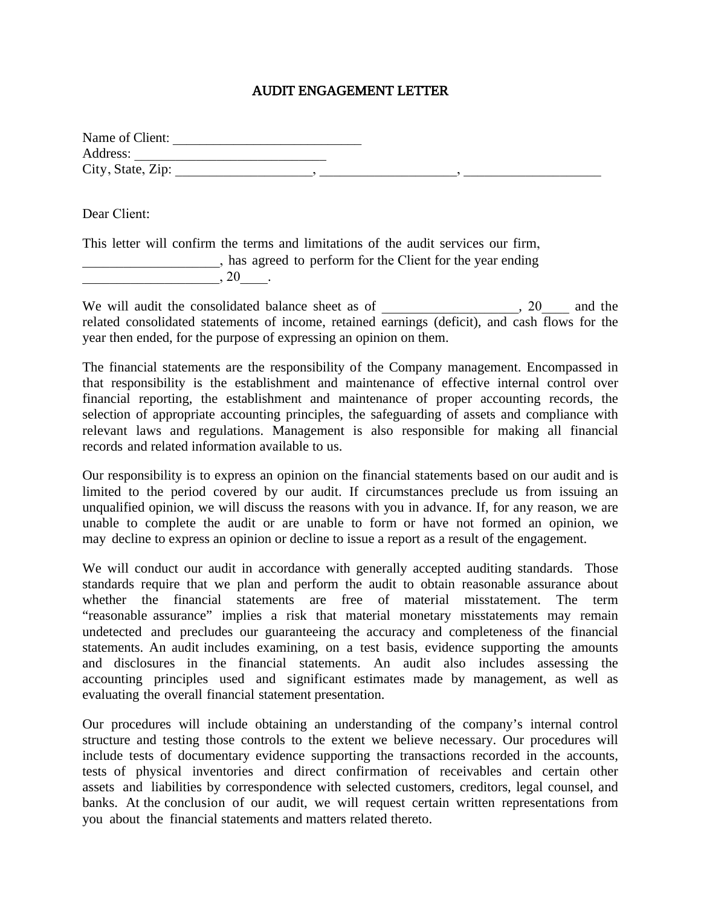# AUDIT ENGAGEMENT LETTER

Name of Client: ____________________________
Address: ____________________________
City, State, Zip: ___________________, ___________________, ___________________

Dear Client:

This letter will confirm the terms and limitations of the audit services our firm, ___________________, has agreed to perform for the Client for the year ending ___________________, 20____.

We will audit the consolidated balance sheet as of ___________________, 20____ and the related consolidated statements of income, retained earnings (deficit), and cash flows for the year then ended, for the purpose of expressing an opinion on them.

The financial statements are the responsibility of the Company management. Encompassed in that responsibility is the establishment and maintenance of effective internal control over financial reporting, the establishment and maintenance of proper accounting records, the selection of appropriate accounting principles, the safeguarding of assets and compliance with relevant laws and regulations. Management is also responsible for making all financial records and related information available to us.

Our responsibility is to express an opinion on the financial statements based on our audit and is limited to the period covered by our audit. If circumstances preclude us from issuing an unqualified opinion, we will discuss the reasons with you in advance. If, for any reason, we are unable to complete the audit or are unable to form or have not formed an opinion, we may decline to express an opinion or decline to issue a report as a result of the engagement.

We will conduct our audit in accordance with generally accepted auditing standards. Those standards require that we plan and perform the audit to obtain reasonable assurance about whether the financial statements are free of material misstatement. The term "reasonable assurance" implies a risk that material monetary misstatements may remain undetected and precludes our guaranteeing the accuracy and completeness of the financial statements. An audit includes examining, on a test basis, evidence supporting the amounts and disclosures in the financial statements. An audit also includes assessing the accounting principles used and significant estimates made by management, as well as evaluating the overall financial statement presentation.

Our procedures will include obtaining an understanding of the company's internal control structure and testing those controls to the extent we believe necessary. Our procedures will include tests of documentary evidence supporting the transactions recorded in the accounts, tests of physical inventories and direct confirmation of receivables and certain other assets and liabilities by correspondence with selected customers, creditors, legal counsel, and banks. At the conclusion of our audit, we will request certain written representations from you about the financial statements and matters related thereto.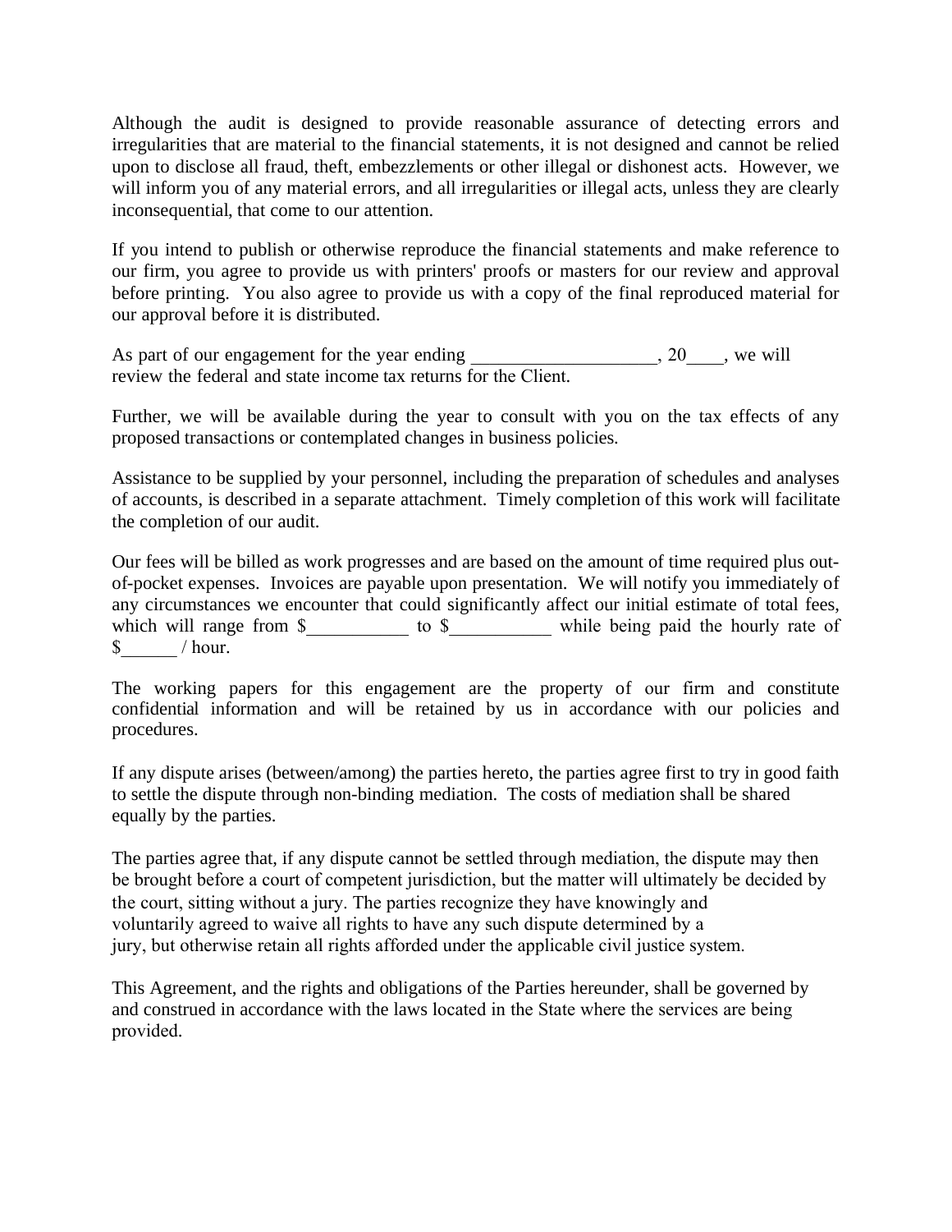Although the audit is designed to provide reasonable assurance of detecting errors and irregularities that are material to the financial statements, it is not designed and cannot be relied upon to disclose all fraud, theft, embezzlements or other illegal or dishonest acts. However, we will inform you of any material errors, and all irregularities or illegal acts, unless they are clearly inconsequential, that come to our attention.

If you intend to publish or otherwise reproduce the financial statements and make reference to our firm, you agree to provide us with printers' proofs or masters for our review and approval before printing. You also agree to provide us with a copy of the final reproduced material for our approval before it is distributed.

As part of our engagement for the year ending ___________________, 20____, we will review the federal and state income tax returns for the Client.

Further, we will be available during the year to consult with you on the tax effects of any proposed transactions or contemplated changes in business policies.

Assistance to be supplied by your personnel, including the preparation of schedules and analyses of accounts, is described in a separate attachment. Timely completion of this work will facilitate the completion of our audit.

Our fees will be billed as work progresses and are based on the amount of time required plus out-of-pocket expenses. Invoices are payable upon presentation. We will notify you immediately of any circumstances we encounter that could significantly affect our initial estimate of total fees, which will range from $___________ to $___________ while being paid the hourly rate of $______ / hour.

The working papers for this engagement are the property of our firm and constitute confidential information and will be retained by us in accordance with our policies and procedures.

If any dispute arises (between/among) the parties hereto, the parties agree first to try in good faith to settle the dispute through non-binding mediation. The costs of mediation shall be shared equally by the parties.

The parties agree that, if any dispute cannot be settled through mediation, the dispute may then be brought before a court of competent jurisdiction, but the matter will ultimately be decided by the court, sitting without a jury. The parties recognize they have knowingly and voluntarily agreed to waive all rights to have any such dispute determined by a jury, but otherwise retain all rights afforded under the applicable civil justice system.

This Agreement, and the rights and obligations of the Parties hereunder, shall be governed by and construed in accordance with the laws located in the State where the services are being provided.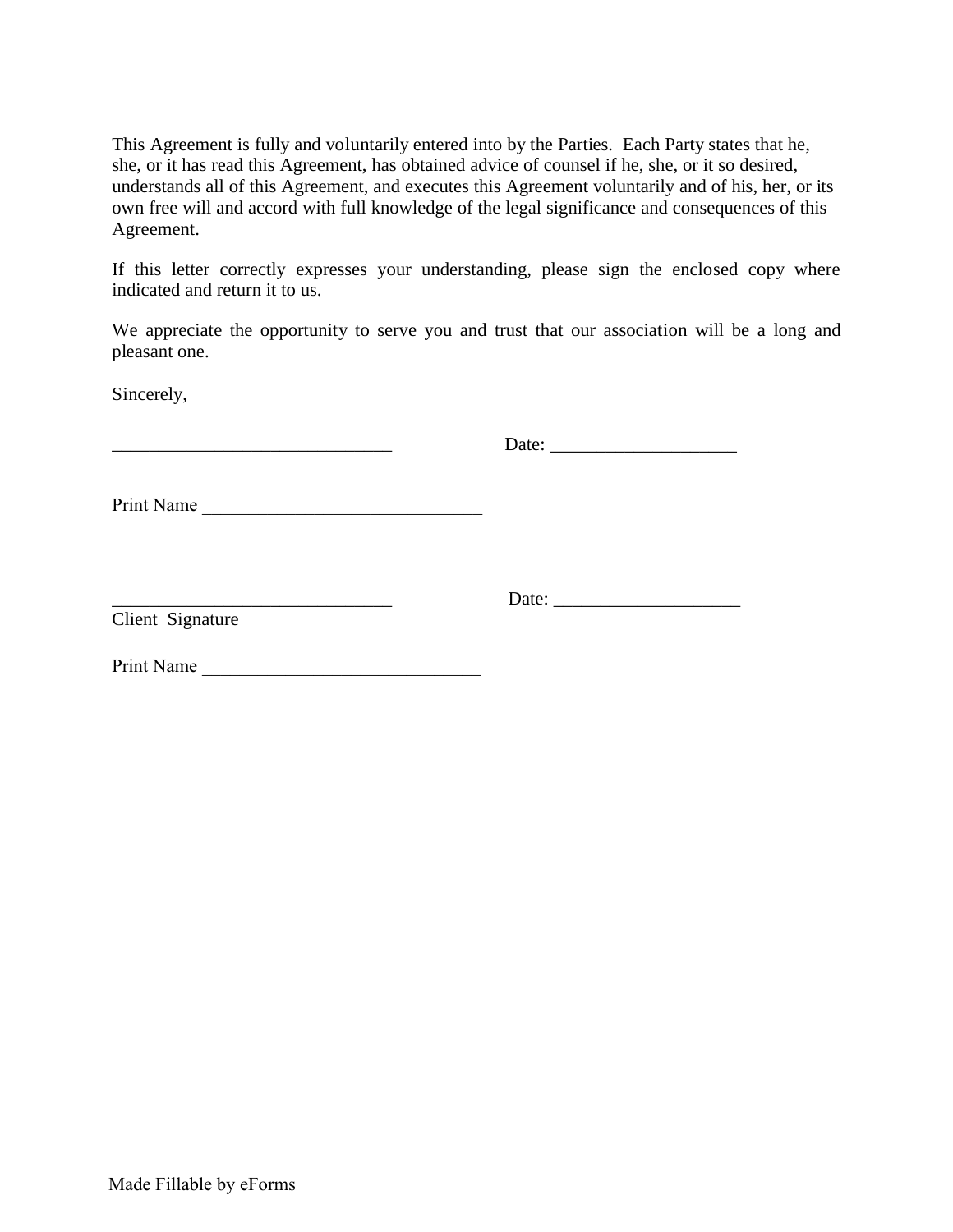This Agreement is fully and voluntarily entered into by the Parties. Each Party states that he, she, or it has read this Agreement, has obtained advice of counsel if he, she, or it so desired, understands all of this Agreement, and executes this Agreement voluntarily and of his, her, or its own free will and accord with full knowledge of the legal significance and consequences of this Agreement.

If this letter correctly expresses your understanding, please sign the enclosed copy where indicated and return it to us.

We appreciate the opportunity to serve you and trust that our association will be a long and pleasant one.

Sincerely,

______________________________ Date: ____________________

Print Name ______________________________

______________________________ Date: ____________________
Client Signature

Print Name ______________________________

Made Fillable by eForms